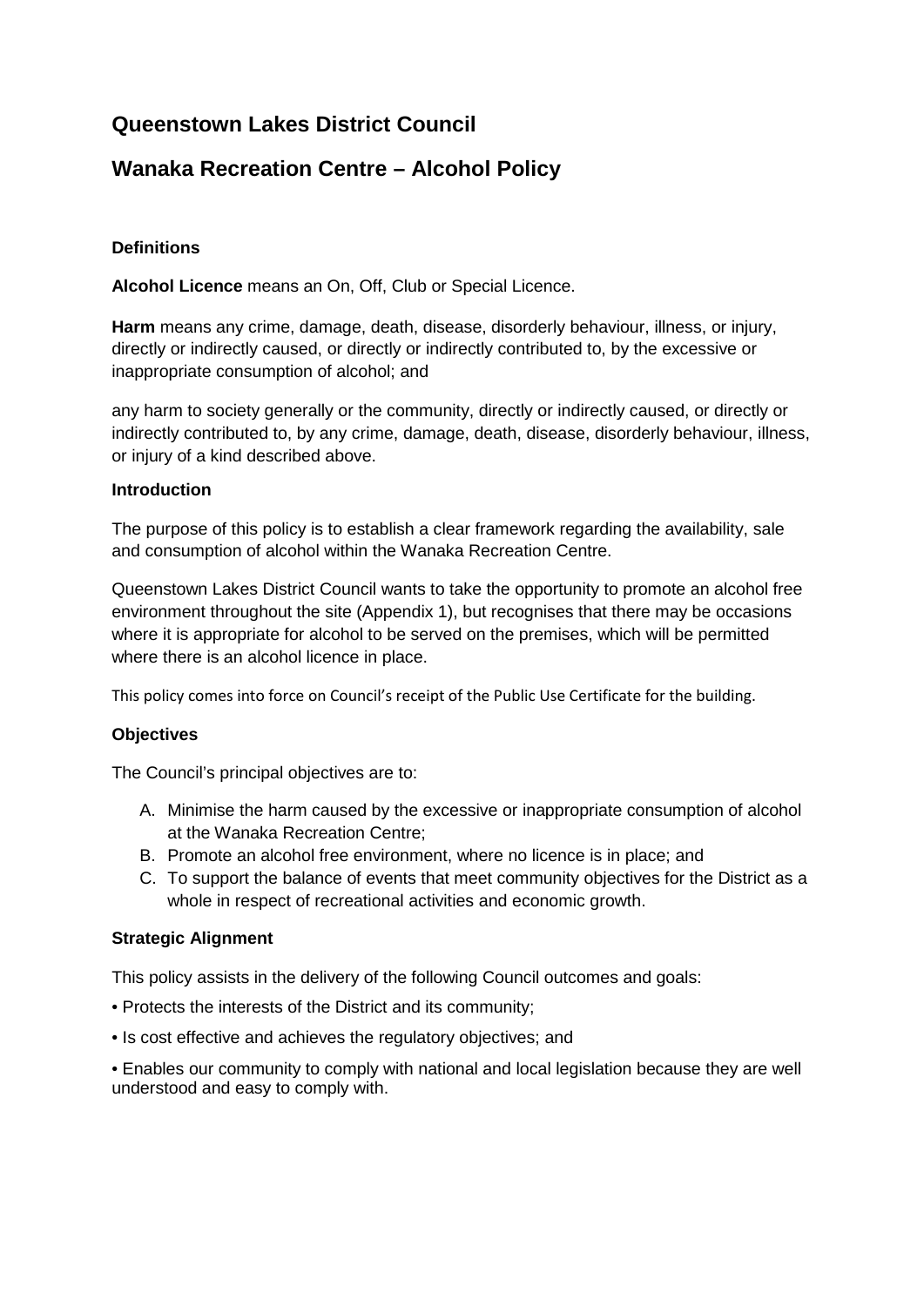# Queenstown Lakes District Council

## Wanaka Recreation Centre – Alcohol Policy

**Definitions**

**Alcohol Licence** means an On, Off, Club or Special Licence.

**Harm** means any crime, damage, death, disease, disorderly behaviour, illness, or injury, directly or indirectly caused, or directly or indirectly contributed to, by the excessive or inappropriate consumption of alcohol; and

any harm to society generally or the community, directly or indirectly caused, or directly or indirectly contributed to, by any crime, damage, death, disease, disorderly behaviour, illness, or injury of a kind described above.

**Introduction**

The purpose of this policy is to establish a clear framework regarding the availability, sale and consumption of alcohol within the Wanaka Recreation Centre.

Queenstown Lakes District Council wants to take the opportunity to promote an alcohol free environment throughout the site (Appendix 1), but recognises that there may be occasions where it is appropriate for alcohol to be served on the premises, which will be permitted where there is an alcohol licence in place.

This policy comes into force on Council's receipt of the Public Use Certificate for the building.

**Objectives**

The Council's principal objectives are to:

A. Minimise the harm caused by the excessive or inappropriate consumption of alcohol at the Wanaka Recreation Centre;
B. Promote an alcohol free environment, where no licence is in place; and
C. To support the balance of events that meet community objectives for the District as a whole in respect of recreational activities and economic growth.

**Strategic Alignment**

This policy assists in the delivery of the following Council outcomes and goals:

- Protects the interests of the District and its community;
- Is cost effective and achieves the regulatory objectives; and
- Enables our community to comply with national and local legislation because they are well understood and easy to comply with.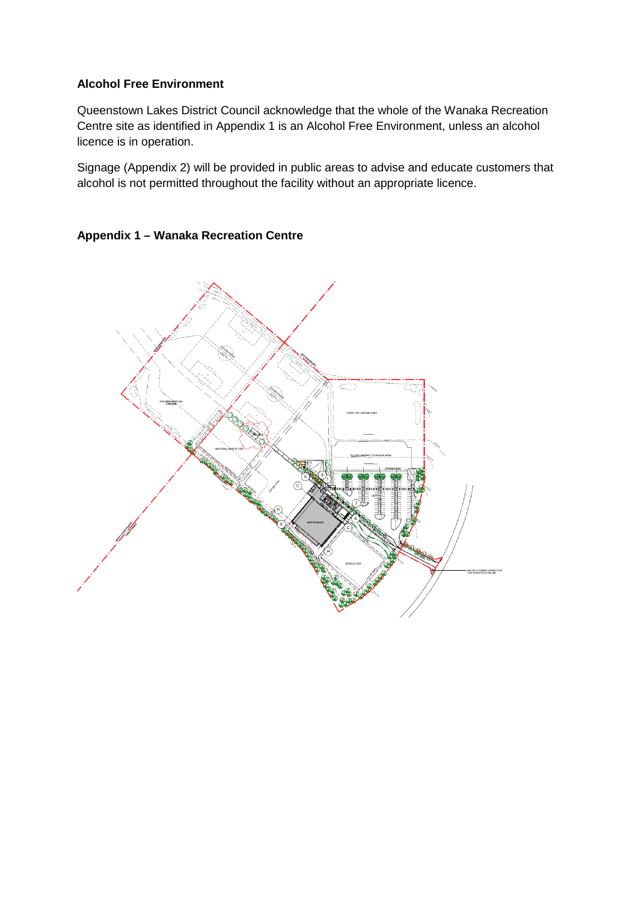**Alcohol Free Environment**

Queenstown Lakes District Council acknowledge that the whole of the Wanaka Recreation Centre site as identified in Appendix 1 is an Alcohol Free Environment, unless an alcohol licence is in operation.

Signage (Appendix 2) will be provided in public areas to advise and educate customers that alcohol is not permitted throughout the facility without an appropriate licence.

**Appendix 1 – Wanaka Recreation Centre**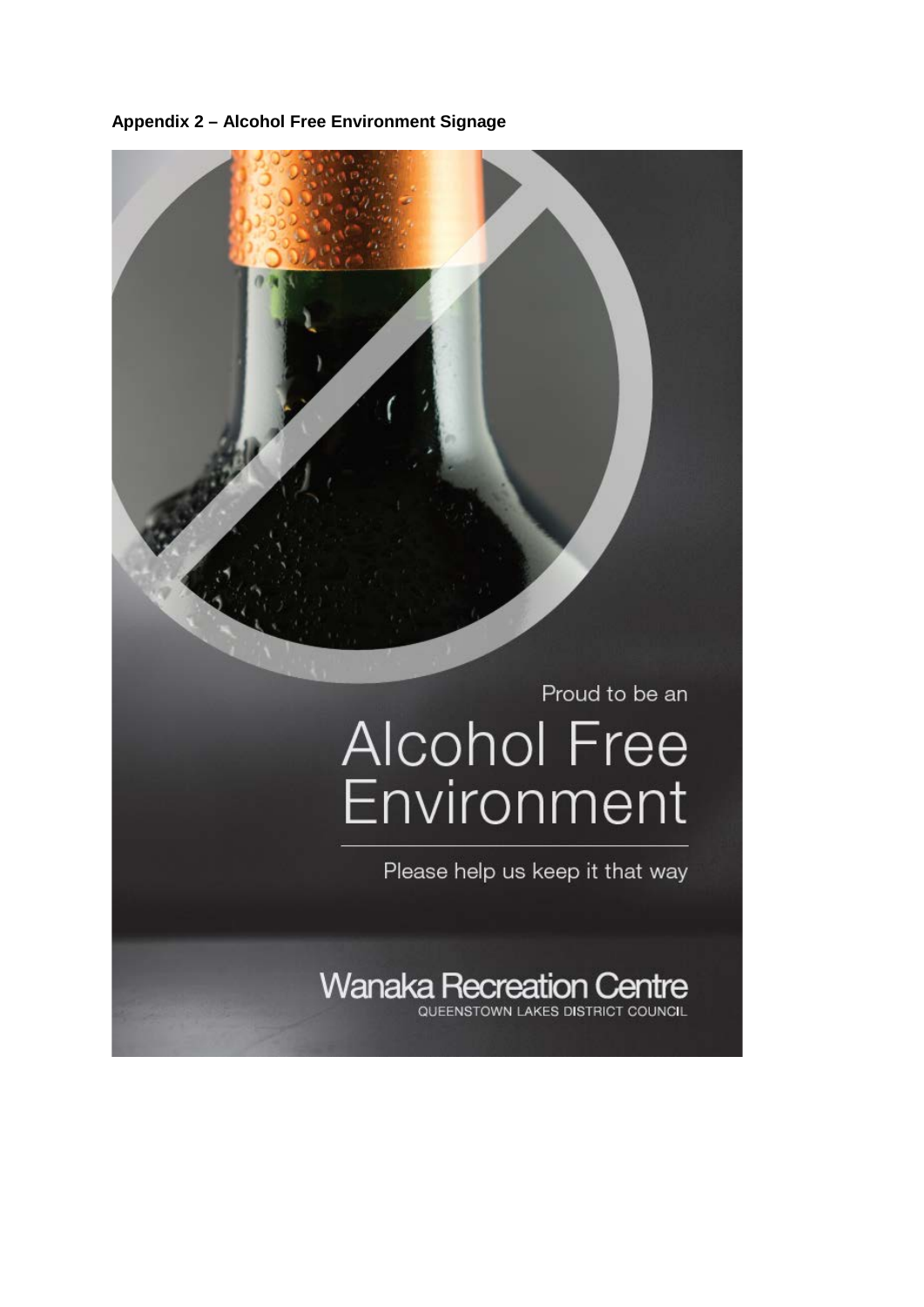**Appendix 2 – Alcohol Free Environment Signage**

Proud to be an

Alcohol Free Environment

Please help us keep it that way

Wanaka Recreation Centre

QUEENSTOWN LAKES DISTRICT COUNCIL